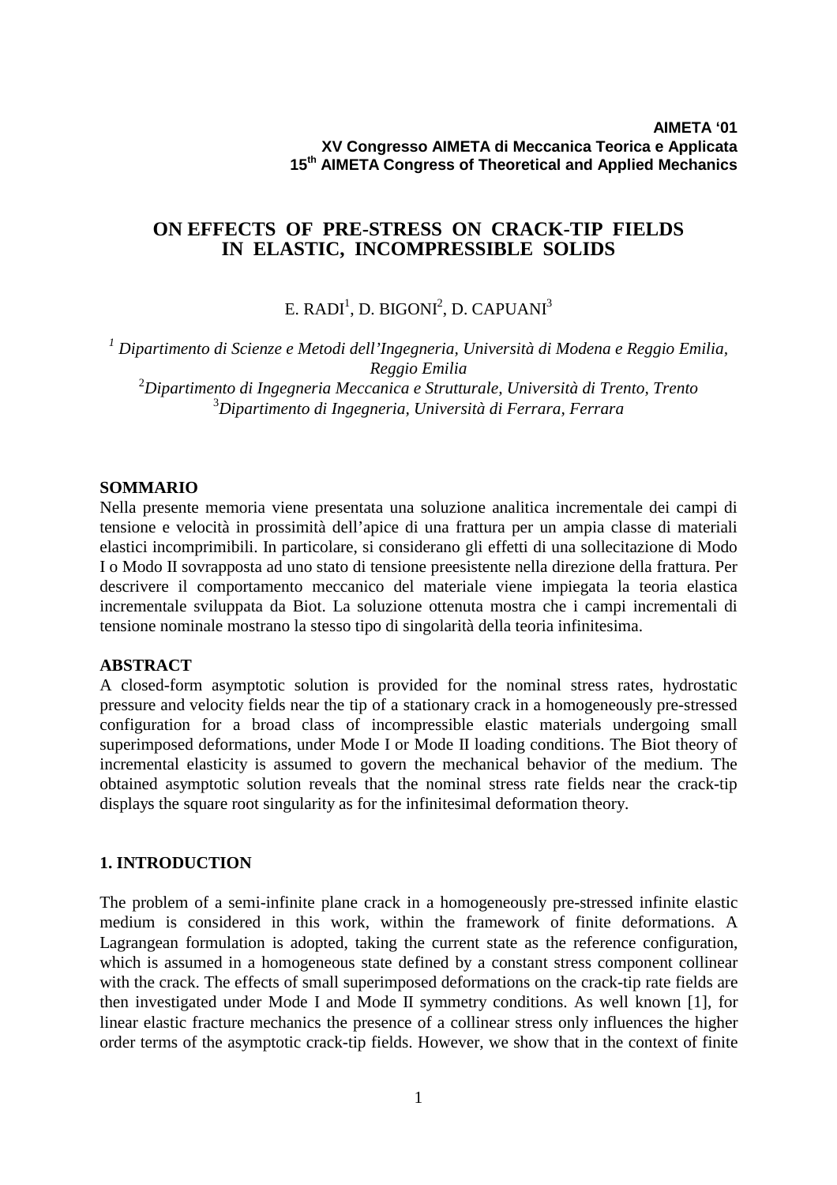**AIMETA '01**
**XV Congresso AIMETA di Meccanica Teorica e Applicata**
**15th AIMETA Congress of Theoretical and Applied Mechanics**

# ON EFFECTS OF PRE-STRESS ON CRACK-TIP FIELDS IN ELASTIC, INCOMPRESSIBLE SOLIDS

E. RADI[1], D. BIGONI[2], D. CAPUANI[3]

[1] *Dipartimento di Scienze e Metodi dell'Ingegneria, Università di Modena e Reggio Emilia, Reggio Emilia*
[2] *Dipartimento di Ingegneria Meccanica e Strutturale, Università di Trento, Trento*
[3] *Dipartimento di Ingegneria, Università di Ferrara, Ferrara*

## SOMMARIO

Nella presente memoria viene presentata una soluzione analitica incrementale dei campi di tensione e velocità in prossimità dell'apice di una frattura per un ampia classe di materiali elastici incomprimibili. In particolare, si considerano gli effetti di una sollecitazione di Modo I o Modo II sovrapposta ad uno stato di tensione preesistente nella direzione della frattura. Per descrivere il comportamento meccanico del materiale viene impiegata la teoria elastica incrementale sviluppata da Biot. La soluzione ottenuta mostra che i campi incrementali di tensione nominale mostrano la stesso tipo di singolarità della teoria infinitesima.

## ABSTRACT

A closed-form asymptotic solution is provided for the nominal stress rates, hydrostatic pressure and velocity fields near the tip of a stationary crack in a homogeneously pre-stressed configuration for a broad class of incompressible elastic materials undergoing small superimposed deformations, under Mode I or Mode II loading conditions. The Biot theory of incremental elasticity is assumed to govern the mechanical behavior of the medium. The obtained asymptotic solution reveals that the nominal stress rate fields near the crack-tip displays the square root singularity as for the infinitesimal deformation theory.

## 1. INTRODUCTION

The problem of a semi-infinite plane crack in a homogeneously pre-stressed infinite elastic medium is considered in this work, within the framework of finite deformations. A Lagrangean formulation is adopted, taking the current state as the reference configuration, which is assumed in a homogeneous state defined by a constant stress component collinear with the crack. The effects of small superimposed deformations on the crack-tip rate fields are then investigated under Mode I and Mode II symmetry conditions. As well known [1], for linear elastic fracture mechanics the presence of a collinear stress only influences the higher order terms of the asymptotic crack-tip fields. However, we show that in the context of finite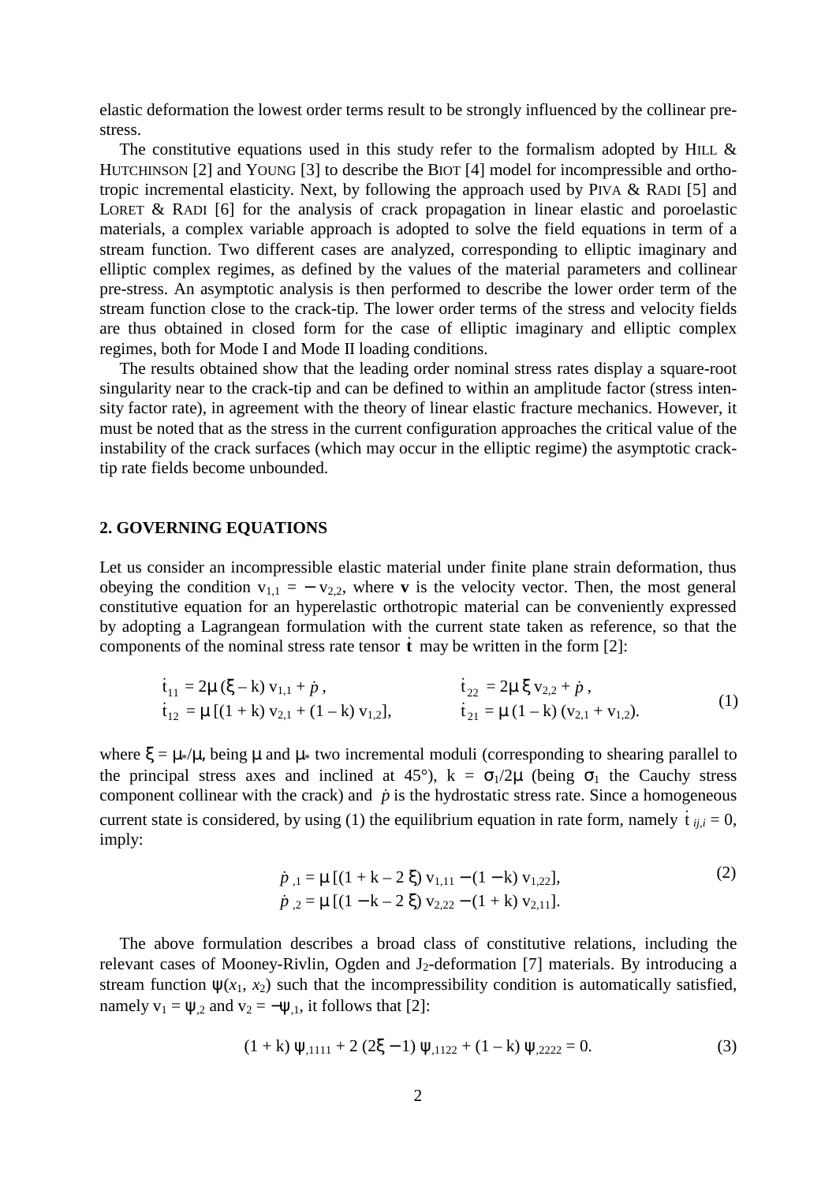elastic deformation the lowest order terms result to be strongly influenced by the collinear pre-stress.

The constitutive equations used in this study refer to the formalism adopted by HILL & HUTCHINSON [2] and YOUNG [3] to describe the BIOT [4] model for incompressible and orthotropic incremental elasticity. Next, by following the approach used by PIVA & RADI [5] and LORET & RADI [6] for the analysis of crack propagation in linear elastic and poroelastic materials, a complex variable approach is adopted to solve the field equations in term of a stream function. Two different cases are analyzed, corresponding to elliptic imaginary and elliptic complex regimes, as defined by the values of the material parameters and collinear pre-stress. An asymptotic analysis is then performed to describe the lower order term of the stream function close to the crack-tip. The lower order terms of the stress and velocity fields are thus obtained in closed form for the case of elliptic imaginary and elliptic complex regimes, both for Mode I and Mode II loading conditions.

The results obtained show that the leading order nominal stress rates display a square-root singularity near to the crack-tip and can be defined to within an amplitude factor (stress intensity factor rate), in agreement with the theory of linear elastic fracture mechanics. However, it must be noted that as the stress in the current configuration approaches the critical value of the instability of the crack surfaces (which may occur in the elliptic regime) the asymptotic crack-tip rate fields become unbounded.

## 2. GOVERNING EQUATIONS

Let us consider an incompressible elastic material under finite plane strain deformation, thus obeying the condition $v_{1,1} = -v_{2,2}$, where $\mathbf{v}$ is the velocity vector. Then, the most general constitutive equation for an hyperelastic orthotropic material can be conveniently expressed by adopting a Lagrangean formulation with the current state taken as reference, so that the components of the nominal stress rate tensor $\dot{\mathbf{t}}$ may be written in the form [2]:

$$
\begin{aligned}
\dot{t}_{11} &= 2\mu\,(\xi - k)\, v_{1,1} + \dot{p}, & \dot{t}_{22} &= 2\mu\,\xi\, v_{2,2} + \dot{p}, \\
\dot{t}_{12} &= \mu\,[(1 + k)\, v_{2,1} + (1 - k)\, v_{1,2}], & \dot{t}_{21} &= \mu\,(1 - k)\,(v_{2,1} + v_{1,2}).
\end{aligned} \tag{1}
$$

where $\xi = \mu_*/\mu$, being $\mu$ and $\mu_*$ two incremental moduli (corresponding to shearing parallel to the principal stress axes and inclined at 45°), $k = \sigma_1/2\mu$ (being $\sigma_1$ the Cauchy stress component collinear with the crack) and $\dot{p}$ is the hydrostatic stress rate. Since a homogeneous current state is considered, by using (1) the equilibrium equation in rate form, namely $\dot{t}_{ij,i} = 0$, imply:

$$
\begin{aligned}
\dot{p}_{,1} &= \mu\,[(1 + k - 2\,\xi)\, v_{1,11} - (1 - k)\, v_{1,22}], \\
\dot{p}_{,2} &= \mu\,[(1 - k - 2\,\xi)\, v_{2,22} - (1 + k)\, v_{2,11}].
\end{aligned} \tag{2}
$$

The above formulation describes a broad class of constitutive relations, including the relevant cases of Mooney-Rivlin, Ogden and $J_2$-deformation [7] materials. By introducing a stream function $\psi(x_1, x_2)$ such that the incompressibility condition is automatically satisfied, namely $v_1 = \psi_{,2}$ and $v_2 = -\psi_{,1}$, it follows that [2]:

$$
(1 + k)\,\psi_{,1111} + 2\,(2\xi - 1)\,\psi_{,1122} + (1 - k)\,\psi_{,2222} = 0. \tag{3}
$$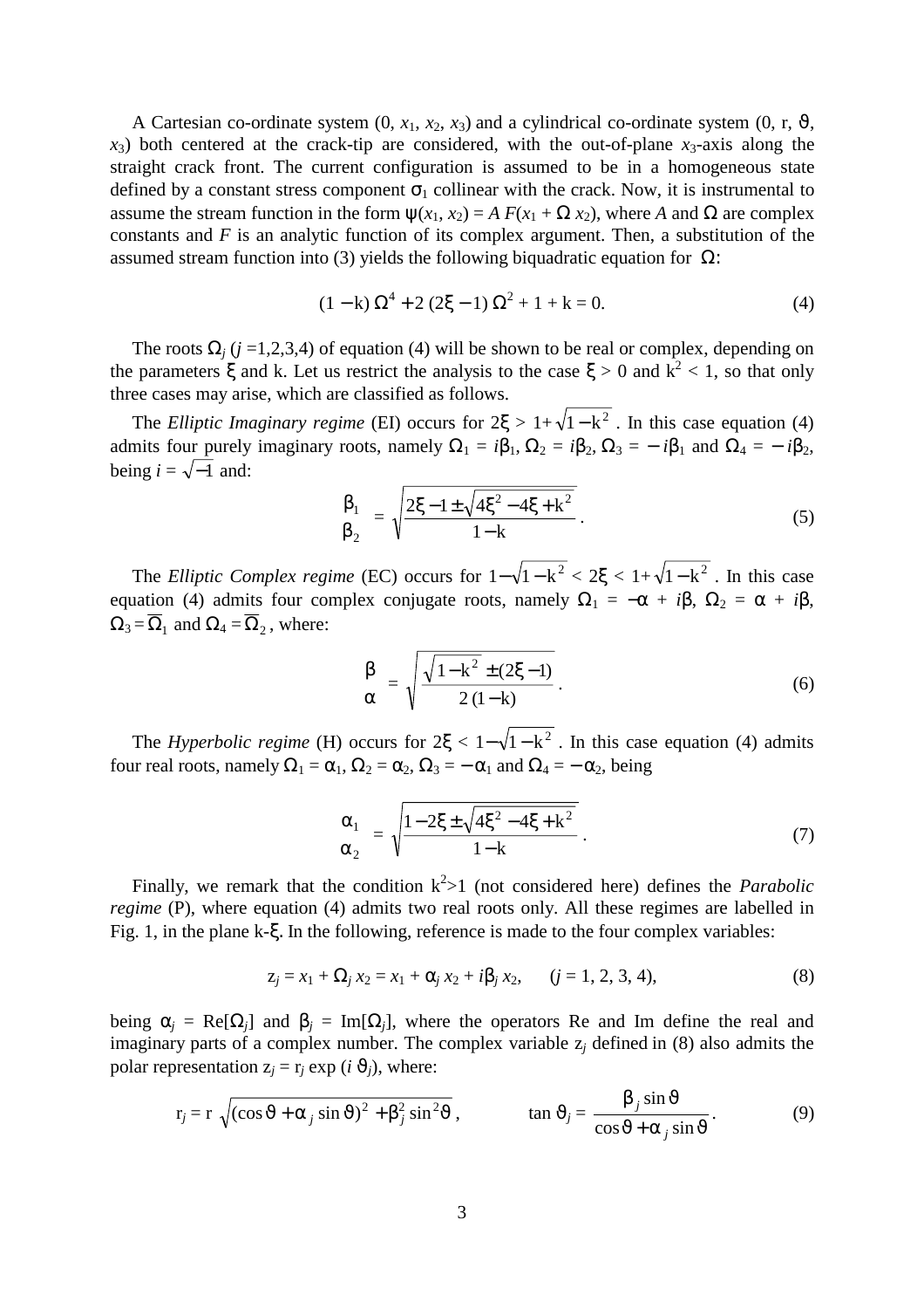A Cartesian co-ordinate system (0, $x_1$, $x_2$, $x_3$) and a cylindrical co-ordinate system (0, r, $\vartheta$, $x_3$) both centered at the crack-tip are considered, with the out-of-plane $x_3$-axis along the straight crack front. The current configuration is assumed to be in a homogeneous state defined by a constant stress component $\sigma_1$ collinear with the crack. Now, it is instrumental to assume the stream function in the form $\psi(x_1, x_2) = A\, F(x_1 + \Omega\, x_2)$, where $A$ and $\Omega$ are complex constants and $F$ is an analytic function of its complex argument. Then, a substitution of the assumed stream function into (3) yields the following biquadratic equation for $\Omega$:

$$(1 - \mathrm{k})\, \Omega^4 + 2\,(2\xi - 1)\, \Omega^2 + 1 + \mathrm{k} = 0. \tag{4}$$

The roots $\Omega_j$ ($j$ =1,2,3,4) of equation (4) will be shown to be real or complex, depending on the parameters $\xi$ and k. Let us restrict the analysis to the case $\xi > 0$ and $\mathrm{k}^2 < 1$, so that only three cases may arise, which are classified as follows.

The *Elliptic Imaginary regime* (EI) occurs for $2\xi > 1+\sqrt{1-\mathrm{k}^2}$. In this case equation (4) admits four purely imaginary roots, namely $\Omega_1 = i\beta_1$, $\Omega_2 = i\beta_2$, $\Omega_3 = -i\beta_1$ and $\Omega_4 = -i\beta_2$, being $i = \sqrt{-1}$ and:

$$\begin{matrix}\beta_1 \\ \beta_2\end{matrix} = \sqrt{\frac{2\xi - 1 \pm \sqrt{4\xi^2 - 4\xi + \mathrm{k}^2}}{1-\mathrm{k}}}\,. \tag{5}$$

The *Elliptic Complex regime* (EC) occurs for $1-\sqrt{1-\mathrm{k}^2} < 2\xi < 1+\sqrt{1-\mathrm{k}^2}$. In this case equation (4) admits four complex conjugate roots, namely $\Omega_1 = -\alpha + i\beta$, $\Omega_2 = \alpha + i\beta$, $\Omega_3 = \overline{\Omega}_1$ and $\Omega_4 = \overline{\Omega}_2$, where:

$$\begin{matrix}\beta \\ \alpha\end{matrix} = \sqrt{\frac{\sqrt{1-\mathrm{k}^2} \pm (2\xi - 1)}{2\,(1-\mathrm{k})}}\,. \tag{6}$$

The *Hyperbolic regime* (H) occurs for $2\xi < 1-\sqrt{1-\mathrm{k}^2}$. In this case equation (4) admits four real roots, namely $\Omega_1 = \alpha_1$, $\Omega_2 = \alpha_2$, $\Omega_3 = -\alpha_1$ and $\Omega_4 = -\alpha_2$, being

$$\begin{matrix}\alpha_1 \\ \alpha_2\end{matrix} = \sqrt{\frac{1 - 2\xi \pm \sqrt{4\xi^2 - 4\xi + \mathrm{k}^2}}{1-\mathrm{k}}}\,. \tag{7}$$

Finally, we remark that the condition $\mathrm{k}^2>1$ (not considered here) defines the *Parabolic regime* (P), where equation (4) admits two real roots only. All these regimes are labelled in Fig. 1, in the plane k-$\xi$. In the following, reference is made to the four complex variables:

$$z_j = x_1 + \Omega_j\, x_2 = x_1 + \alpha_j\, x_2 + i\beta_j\, x_2, \qquad (j = 1, 2, 3, 4), \tag{8}$$

being $\alpha_j = \mathrm{Re}[\Omega_j]$ and $\beta_j = \mathrm{Im}[\Omega_j]$, where the operators Re and Im define the real and imaginary parts of a complex number. The complex variable $z_j$ defined in (8) also admits the polar representation $z_j = \mathrm{r}_j \exp(i\,\vartheta_j)$, where:

$$\mathrm{r}_j = \mathrm{r}\,\sqrt{(\cos\vartheta + \alpha_j \sin\vartheta)^2 + \beta_j^2 \sin^2\vartheta}\,, \qquad \tan\vartheta_j = \frac{\beta_j \sin\vartheta}{\cos\vartheta + \alpha_j \sin\vartheta}\,. \tag{9}$$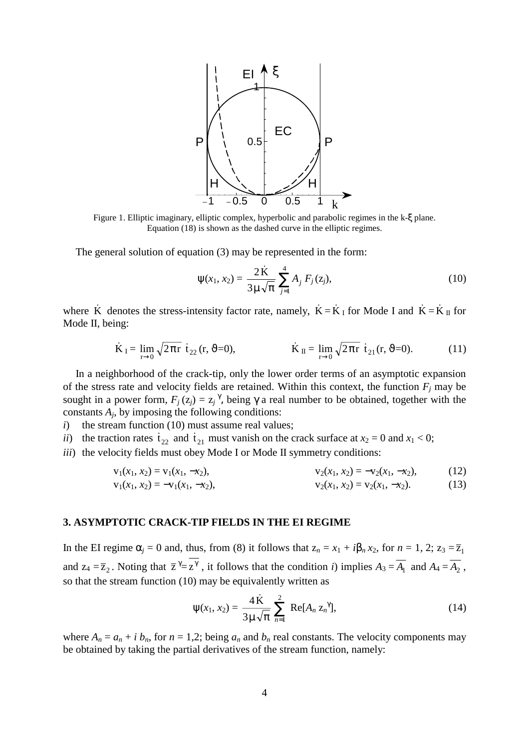Figure 1. Elliptic imaginary, elliptic complex, hyperbolic and parabolic regimes in the k-ξ plane. Equation (18) is shown as the dashed curve in the elliptic regimes.

The general solution of equation (3) may be represented in the form:

$$\psi(x_1, x_2) = \frac{2\dot{K}}{3\mu\sqrt{\pi}} \sum_{j=1}^{4} A_j \, F_j(z_j), \tag{10}$$

where $\dot{K}$ denotes the stress-intensity factor rate, namely, $\dot{K} = \dot{K}_I$ for Mode I and $\dot{K} = \dot{K}_{II}$ for Mode II, being:

$$\dot{K}_I = \lim_{r\to 0} \sqrt{2\pi r}\; \dot{t}_{22}(r, \vartheta=0), \qquad \dot{K}_{II} = \lim_{r\to 0} \sqrt{2\pi r}\; \dot{t}_{21}(r, \vartheta=0). \tag{11}$$

In a neighborhood of the crack-tip, only the lower order terms of an asymptotic expansion of the stress rate and velocity fields are retained. Within this context, the function $F_j$ may be sought in a power form, $F_j(z_j) = z_j^{\gamma}$, being $\gamma$ a real number to be obtained, together with the constants $A_j$, by imposing the following conditions:

*i*) the stream function (10) must assume real values;

*ii*) the traction rates $\dot{t}_{22}$ and $\dot{t}_{21}$ must vanish on the crack surface at $x_2 = 0$ and $x_1 < 0$;

*iii*) the velocity fields must obey Mode I or Mode II symmetry conditions:

$$v_1(x_1, x_2) = v_1(x_1, -x_2), \qquad v_2(x_1, x_2) = -v_2(x_1, -x_2), \tag{12}$$

$$v_1(x_1, x_2) = -v_1(x_1, -x_2), \qquad v_2(x_1, x_2) = v_2(x_1, -x_2). \tag{13}$$

## 3. ASYMPTOTIC CRACK-TIP FIELDS IN THE EI REGIME

In the EI regime $\alpha_j = 0$ and, thus, from (8) it follows that $z_n = x_1 + i\beta_n x_2$, for $n = 1, 2$; $z_3 = \overline{z}_1$ and $z_4 = \overline{z}_2$. Noting that $\overline{z}^{\,\gamma} = \overline{z^{\gamma}}$, it follows that the condition *i*) implies $A_3 = \overline{A_1}$ and $A_4 = \overline{A_2}$, so that the stream function (10) may be equivalently written as

$$\psi(x_1, x_2) = \frac{4\dot{K}}{3\mu\sqrt{\pi}} \sum_{n=1}^{2} \mathrm{Re}[A_n \, z_n^{\gamma}], \tag{14}$$

where $A_n = a_n + i\, b_n$, for $n = 1,2$; being $a_n$ and $b_n$ real constants. The velocity components may be obtained by taking the partial derivatives of the stream function, namely: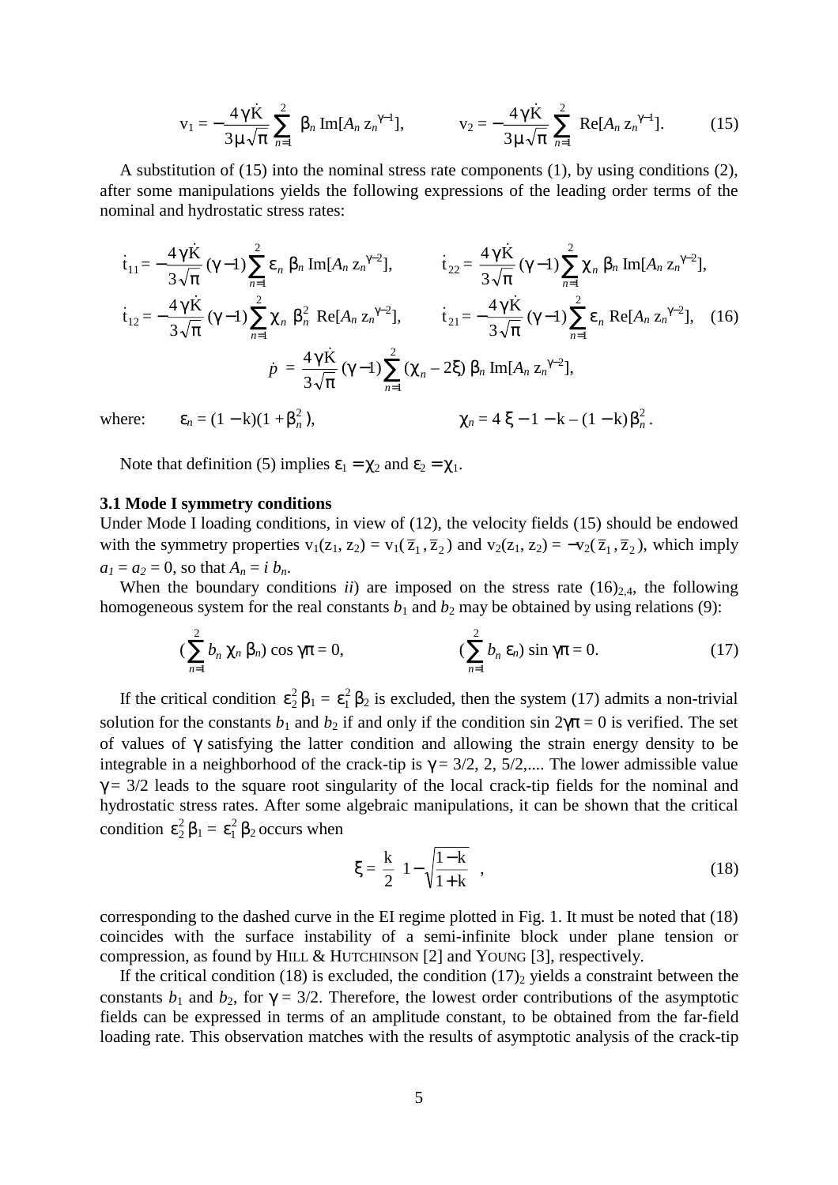$$v_1 = -\frac{4\gamma \dot{K}}{3\mu\sqrt{\pi}} \sum_{n=1}^{2} \beta_n \, \mathrm{Im}[A_n \, z_n^{\gamma-1}], \qquad v_2 = -\frac{4\gamma \dot{K}}{3\mu\sqrt{\pi}} \sum_{n=1}^{2} \mathrm{Re}[A_n \, z_n^{\gamma-1}]. \tag{15}$$

A substitution of (15) into the nominal stress rate components (1), by using conditions (2), after some manipulations yields the following expressions of the leading order terms of the nominal and hydrostatic stress rates:

$$\dot{t}_{11} = -\frac{4\gamma \dot{K}}{3\sqrt{\pi}} (\gamma - 1) \sum_{n=1}^{2} \varepsilon_n \, \beta_n \, \mathrm{Im}[A_n \, z_n^{\gamma-2}], \qquad \dot{t}_{22} = \frac{4\gamma \dot{K}}{3\sqrt{\pi}} (\gamma - 1) \sum_{n=1}^{2} \chi_n \, \beta_n \, \mathrm{Im}[A_n \, z_n^{\gamma-2}],$$

$$\dot{t}_{12} = -\frac{4\gamma \dot{K}}{3\sqrt{\pi}} (\gamma - 1) \sum_{n=1}^{2} \chi_n \, \beta_n^2 \, \mathrm{Re}[A_n \, z_n^{\gamma-2}], \qquad \dot{t}_{21} = -\frac{4\gamma \dot{K}}{3\sqrt{\pi}} (\gamma - 1) \sum_{n=1}^{2} \varepsilon_n \, \mathrm{Re}[A_n \, z_n^{\gamma-2}], \tag{16}$$

$$\dot{p} = \frac{4\gamma \dot{K}}{3\sqrt{\pi}} (\gamma - 1) \sum_{n=1}^{2} (\chi_n - 2\xi) \, \beta_n \, \mathrm{Im}[A_n \, z_n^{\gamma-2}],$$

where: $\quad \varepsilon_n = (1 - \mathrm{k})(1 + \beta_n^2), \qquad \chi_n = 4\,\xi - 1 - \mathrm{k} - (1 - \mathrm{k})\beta_n^2.$

Note that definition (5) implies $\varepsilon_1 = \chi_2$ and $\varepsilon_2 = \chi_1$.

### 3.1 Mode I symmetry conditions

Under Mode I loading conditions, in view of (12), the velocity fields (15) should be endowed with the symmetry properties $v_1(z_1, z_2) = v_1(\bar{z}_1, \bar{z}_2)$ and $v_2(z_1, z_2) = -v_2(\bar{z}_1, \bar{z}_2)$, which imply $a_1 = a_2 = 0$, so that $A_n = i\, b_n$.

When the boundary conditions *ii*) are imposed on the stress rate $(16)_{2,4}$, the following homogeneous system for the real constants $b_1$ and $b_2$ may be obtained by using relations (9):

$$\left(\sum_{n=1}^{2} b_n \, \chi_n \, \beta_n\right) \cos \gamma\pi = 0, \qquad \left(\sum_{n=1}^{2} b_n \, \varepsilon_n\right) \sin \gamma\pi = 0. \tag{17}$$

If the critical condition $\varepsilon_2^2 \, \beta_1 = \varepsilon_1^2 \, \beta_2$ is excluded, then the system (17) admits a non-trivial solution for the constants $b_1$ and $b_2$ if and only if the condition $\sin 2\gamma\pi = 0$ is verified. The set of values of $\gamma$ satisfying the latter condition and allowing the strain energy density to be integrable in a neighborhood of the crack-tip is $\gamma = 3/2, 2, 5/2, \ldots$. The lower admissible value $\gamma = 3/2$ leads to the square root singularity of the local crack-tip fields for the nominal and hydrostatic stress rates. After some algebraic manipulations, it can be shown that the critical condition $\varepsilon_2^2 \, \beta_1 = \varepsilon_1^2 \, \beta_2$ occurs when

$$\xi = \frac{\mathrm{k}}{2}\left(1 - \sqrt{\frac{1-\mathrm{k}}{1+\mathrm{k}}}\right), \tag{18}$$

corresponding to the dashed curve in the EI regime plotted in Fig. 1. It must be noted that (18) coincides with the surface instability of a semi-infinite block under plane tension or compression, as found by HILL & HUTCHINSON [2] and YOUNG [3], respectively.

If the critical condition (18) is excluded, the condition $(17)_2$ yields a constraint between the constants $b_1$ and $b_2$, for $\gamma = 3/2$. Therefore, the lowest order contributions of the asymptotic fields can be expressed in terms of an amplitude constant, to be obtained from the far-field loading rate. This observation matches with the results of asymptotic analysis of the crack-tip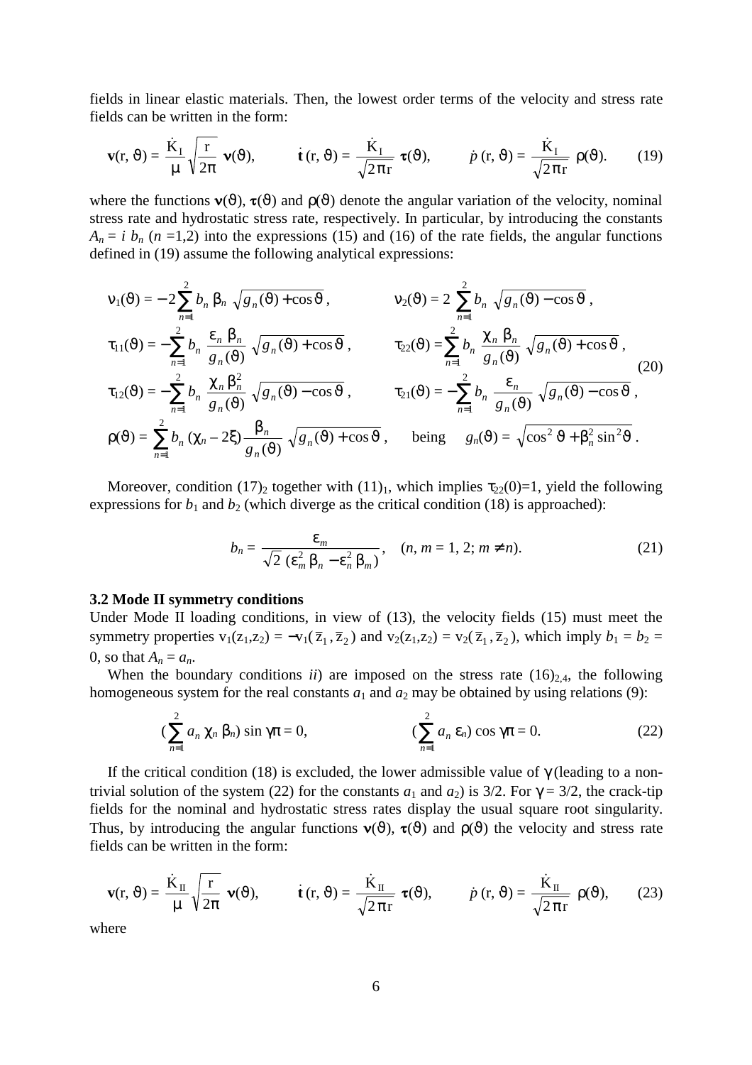fields in linear elastic materials. Then, the lowest order terms of the velocity and stress rate fields can be written in the form:

$$\mathbf{v}(\mathrm{r}, \vartheta) = \frac{\dot{\mathrm{K}}_{\mathrm{I}}}{\mu}\sqrt{\frac{\mathrm{r}}{2\pi}}\ \boldsymbol{\nu}(\vartheta), \qquad \dot{\mathbf{t}}\,(\mathrm{r}, \vartheta) = \frac{\dot{\mathrm{K}}_{\mathrm{I}}}{\sqrt{2\pi \mathrm{r}}}\ \boldsymbol{\tau}(\vartheta), \qquad \dot{p}\,(\mathrm{r}, \vartheta) = \frac{\dot{\mathrm{K}}_{\mathrm{I}}}{\sqrt{2\pi \mathrm{r}}}\ \rho(\vartheta). \tag{19}$$

where the functions $\boldsymbol{\nu}(\vartheta)$, $\boldsymbol{\tau}(\vartheta)$ and $\rho(\vartheta)$ denote the angular variation of the velocity, nominal stress rate and hydrostatic stress rate, respectively. In particular, by introducing the constants $A_n = i\ b_n$ ($n$ =1,2) into the expressions (15) and (16) of the rate fields, the angular functions defined in (19) assume the following analytical expressions:

$$\begin{aligned}
&\nu_1(\vartheta) = -2\sum_{n=1}^{2} b_n\ \beta_n\ \sqrt{g_n(\vartheta)+\cos\vartheta}\,, && \nu_2(\vartheta) = 2\ \sum_{n=1}^{2} b_n\ \sqrt{g_n(\vartheta)-\cos\vartheta}\,,\\
&\tau_{11}(\vartheta) = -\sum_{n=1}^{2} b_n\ \frac{\varepsilon_n\ \beta_n}{g_n(\vartheta)}\ \sqrt{g_n(\vartheta)+\cos\vartheta}\,, && \tau_{22}(\vartheta) = \sum_{n=1}^{2} b_n\ \frac{\chi_n\ \beta_n}{g_n(\vartheta)}\ \sqrt{g_n(\vartheta)+\cos\vartheta}\,,\\
&\tau_{12}(\vartheta) = -\sum_{n=1}^{2} b_n\ \frac{\chi_n\ \beta_n^2}{g_n(\vartheta)}\ \sqrt{g_n(\vartheta)-\cos\vartheta}\,, && \tau_{21}(\vartheta) = -\sum_{n=1}^{2} b_n\ \frac{\varepsilon_n}{g_n(\vartheta)}\ \sqrt{g_n(\vartheta)-\cos\vartheta}\,,\\
&\rho(\vartheta) = \sum_{n=1}^{2} b_n\ (\chi_n - 2\xi)\,\frac{\beta_n}{g_n(\vartheta)}\ \sqrt{g_n(\vartheta)+\cos\vartheta}\,, && \text{being}\quad g_n(\vartheta) = \sqrt{\cos^2\vartheta+\beta_n^2\sin^2\vartheta}\,.
\end{aligned} \tag{20}$$

Moreover, condition $(17)_2$ together with $(11)_1$, which implies $\tau_{22}(0)=1$, yield the following expressions for $b_1$ and $b_2$ (which diverge as the critical condition (18) is approached):

$$b_n = \frac{\varepsilon_m}{\sqrt{2}\ (\varepsilon_m^2\ \beta_n - \varepsilon_n^2\ \beta_m)}, \quad (n, m = 1, 2;\ m \neq n). \tag{21}$$

### 3.2 Mode II symmetry conditions

Under Mode II loading conditions, in view of (13), the velocity fields (15) must meet the symmetry properties $\mathrm{v}_1(\mathrm{z}_1,\mathrm{z}_2) = -\mathrm{v}_1(\bar{\mathrm{z}}_1, \bar{\mathrm{z}}_2)$ and $\mathrm{v}_2(\mathrm{z}_1,\mathrm{z}_2) = \mathrm{v}_2(\bar{\mathrm{z}}_1, \bar{\mathrm{z}}_2)$, which imply $b_1 = b_2 = 0$, so that $A_n = a_n$.

When the boundary conditions *ii*) are imposed on the stress rate $(16)_{2,4}$, the following homogeneous system for the real constants $a_1$ and $a_2$ may be obtained by using relations (9):

$$(\sum_{n=1}^{2} a_n\ \chi_n\ \beta_n)\ \sin\gamma\pi = 0, \qquad\qquad (\sum_{n=1}^{2} a_n\ \varepsilon_n)\ \cos\gamma\pi = 0. \tag{22}$$

If the critical condition (18) is excluded, the lower admissible value of $\gamma$ (leading to a non-trivial solution of the system (22) for the constants $a_1$ and $a_2$) is 3/2. For $\gamma = 3/2$, the crack-tip fields for the nominal and hydrostatic stress rates display the usual square root singularity. Thus, by introducing the angular functions $\boldsymbol{\nu}(\vartheta)$, $\boldsymbol{\tau}(\vartheta)$ and $\rho(\vartheta)$ the velocity and stress rate fields can be written in the form:

$$\mathbf{v}(\mathrm{r}, \vartheta) = \frac{\dot{\mathrm{K}}_{\mathrm{II}}}{\mu}\sqrt{\frac{\mathrm{r}}{2\pi}}\ \boldsymbol{\nu}(\vartheta), \qquad \dot{\mathbf{t}}\,(\mathrm{r}, \vartheta) = \frac{\dot{\mathrm{K}}_{\mathrm{II}}}{\sqrt{2\pi \mathrm{r}}}\ \boldsymbol{\tau}(\vartheta), \qquad \dot{p}\,(\mathrm{r}, \vartheta) = \frac{\dot{\mathrm{K}}_{\mathrm{II}}}{\sqrt{2\pi \mathrm{r}}}\ \rho(\vartheta), \tag{23}$$

where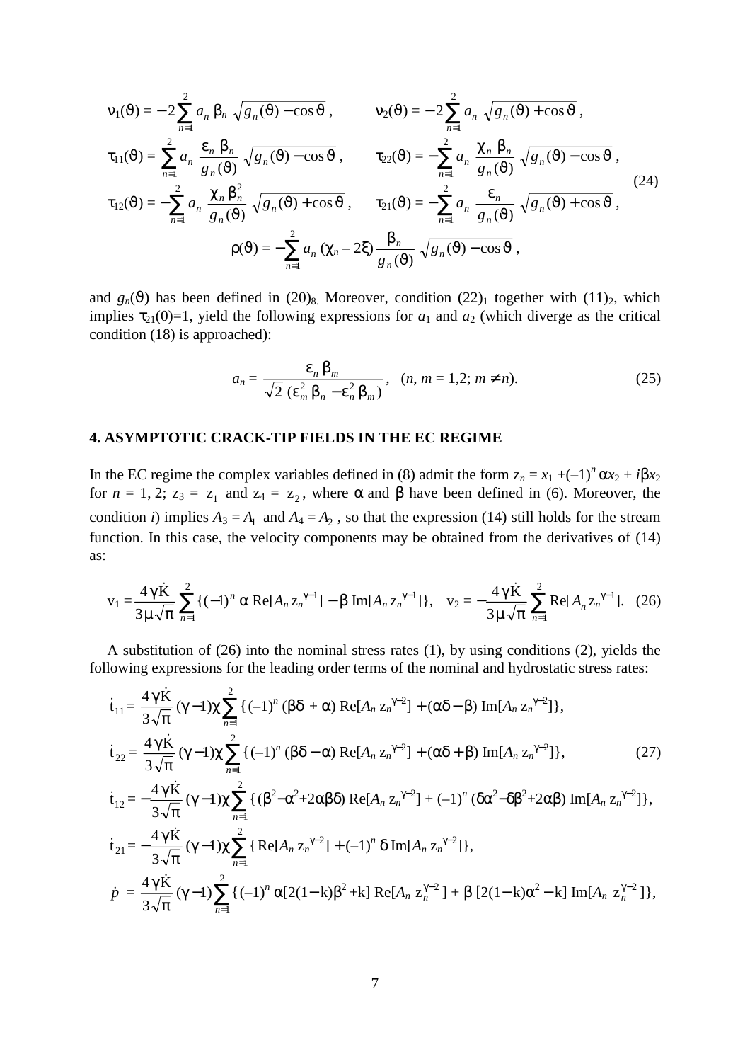$$
\begin{aligned}
&\nu_1(\vartheta) = -2\sum_{n=1}^{2} a_n\, \beta_n\, \sqrt{g_n(\vartheta) - \cos\vartheta}\,, \qquad \nu_2(\vartheta) = -2\sum_{n=1}^{2} a_n\, \sqrt{g_n(\vartheta) + \cos\vartheta}\,,\\
&\tau_{11}(\vartheta) = \sum_{n=1}^{2} a_n\, \frac{\varepsilon_n\, \beta_n}{g_n(\vartheta)}\, \sqrt{g_n(\vartheta) - \cos\vartheta}\,, \qquad \tau_{22}(\vartheta) = -\sum_{n=1}^{2} a_n\, \frac{\chi_n\, \beta_n}{g_n(\vartheta)}\, \sqrt{g_n(\vartheta) - \cos\vartheta}\,,\\
&\tau_{12}(\vartheta) = -\sum_{n=1}^{2} a_n\, \frac{\chi_n\, \beta_n^2}{g_n(\vartheta)}\, \sqrt{g_n(\vartheta) + \cos\vartheta}\,, \qquad \tau_{21}(\vartheta) = -\sum_{n=1}^{2} a_n\, \frac{\varepsilon_n}{g_n(\vartheta)}\, \sqrt{g_n(\vartheta) + \cos\vartheta}\,,\\
&\rho(\vartheta) = -\sum_{n=1}^{2} a_n\, (\chi_n - 2\xi)\, \frac{\beta_n}{g_n(\vartheta)}\, \sqrt{g_n(\vartheta) - \cos\vartheta}\,,
\end{aligned}
\tag{24}
$$

and $g_n(\vartheta)$ has been defined in $(20)_8$. Moreover, condition $(22)_1$ together with $(11)_2$, which implies $\tau_{21}(0)=1$, yield the following expressions for $a_1$ and $a_2$ (which diverge as the critical condition (18) is approached):

$$
a_n = \frac{\varepsilon_n\, \beta_m}{\sqrt{2}\, (\varepsilon_m^2\, \beta_n - \varepsilon_n^2\, \beta_m)}\,, \quad (n, m = 1,2;\ m \neq n). \tag{25}
$$

## 4. ASYMPTOTIC CRACK-TIP FIELDS IN THE EC REGIME

In the EC regime the complex variables defined in (8) admit the form $z_n = x_1 + (-1)^n \alpha x_2 + i\beta x_2$ for $n = 1, 2$; $z_3 = \bar{z}_1$ and $z_4 = \bar{z}_2$, where $\alpha$ and $\beta$ have been defined in (6). Moreover, the condition *i*) implies $A_3 = \overline{A_1}$ and $A_4 = \overline{A_2}$, so that the expression (14) still holds for the stream function. In this case, the velocity components may be obtained from the derivatives of (14) as:

$$
\mathrm{v}_1 = \frac{4\gamma \dot{K}}{3\mu\sqrt{\pi}} \sum_{n=1}^{2} \{(-1)^n\, \alpha\, \mathrm{Re}[A_n\, z_n^{\gamma-1}] - \beta\, \mathrm{Im}[A_n\, z_n^{\gamma-1}]\}, \quad \mathrm{v}_2 = -\frac{4\gamma \dot{K}}{3\mu\sqrt{\pi}} \sum_{n=1}^{2} \mathrm{Re}[A_n\, z_n^{\gamma-1}]. \tag{26}
$$

A substitution of (26) into the nominal stress rates (1), by using conditions (2), yields the following expressions for the leading order terms of the nominal and hydrostatic stress rates:

$$
\begin{aligned}
&\dot{t}_{11} = \frac{4\gamma \dot{K}}{3\sqrt{\pi}}\, (\gamma - 1)\chi \sum_{n=1}^{2} \{(-1)^n\, (\beta\delta + \alpha)\, \mathrm{Re}[A_n\, z_n^{\gamma-2}] + (\alpha\delta - \beta)\, \mathrm{Im}[A_n\, z_n^{\gamma-2}]\},\\
&\dot{t}_{22} = \frac{4\gamma \dot{K}}{3\sqrt{\pi}}\, (\gamma - 1)\chi \sum_{n=1}^{2} \{(-1)^n\, (\beta\delta - \alpha)\, \mathrm{Re}[A_n\, z_n^{\gamma-2}] + (\alpha\delta + \beta)\, \mathrm{Im}[A_n\, z_n^{\gamma-2}]\},\\
&\dot{t}_{12} = -\frac{4\gamma \dot{K}}{3\sqrt{\pi}}\, (\gamma - 1)\chi \sum_{n=1}^{2} \{(\beta^2 - \alpha^2 + 2\alpha\beta\delta)\, \mathrm{Re}[A_n\, z_n^{\gamma-2}] + (-1)^n\, (\delta\alpha^2 - \delta\beta^2 + 2\alpha\beta)\, \mathrm{Im}[A_n\, z_n^{\gamma-2}]\},\\
&\dot{t}_{21} = -\frac{4\gamma \dot{K}}{3\sqrt{\pi}}\, (\gamma - 1)\chi \sum_{n=1}^{2} \{\mathrm{Re}[A_n\, z_n^{\gamma-2}] + (-1)^n\, \delta\, \mathrm{Im}[A_n\, z_n^{\gamma-2}]\},\\
&\dot{p} = \frac{4\gamma \dot{K}}{3\sqrt{\pi}}\, (\gamma - 1) \sum_{n=1}^{2} \{(-1)^n\, \alpha[2(1-k)\beta^2 + k]\, \mathrm{Re}[A_n\, z_n^{\gamma-2}] + \beta\, [2(1-k)\alpha^2 - k]\, \mathrm{Im}[A_n\, z_n^{\gamma-2}]\},
\end{aligned}
\tag{27}
$$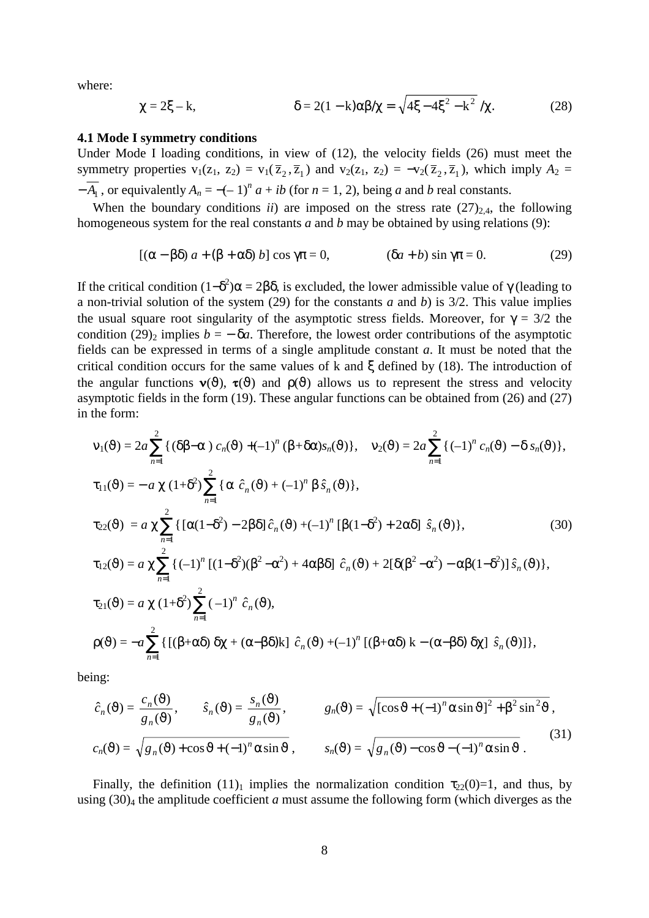where:

$$\chi = 2\xi - \mathrm{k}, \qquad \delta = 2(1-\mathrm{k})\alpha\beta/\chi = \sqrt{4\xi - 4\xi^2 - \mathrm{k}^2}\,/\chi. \tag{28}$$

**4.1 Mode I symmetry conditions**

Under Mode I loading conditions, in view of (12), the velocity fields (26) must meet the symmetry properties $\mathrm{v}_1(\mathrm{z}_1, \mathrm{z}_2) = \mathrm{v}_1(\bar{\mathrm{z}}_2, \bar{\mathrm{z}}_1)$ and $\mathrm{v}_2(\mathrm{z}_1, \mathrm{z}_2) = -\mathrm{v}_2(\bar{\mathrm{z}}_2, \bar{\mathrm{z}}_1)$, which imply $A_2 = -\overline{A_1}$, or equivalently $A_n = -(-1)^n a + ib$ (for $n = 1, 2$), being $a$ and $b$ real constants.

When the boundary conditions *ii*) are imposed on the stress rate $(27)_{2,4}$, the following homogeneous system for the real constants $a$ and $b$ may be obtained by using relations (9):

$$[(\alpha - \beta\delta)\, a + (\beta + \alpha\delta)\, b] \cos \gamma\pi = 0, \qquad (\delta a + b) \sin \gamma\pi = 0. \tag{29}$$

If the critical condition $(1-\delta^2)\alpha = 2\beta\delta$, is excluded, the lower admissible value of $\gamma$ (leading to a non-trivial solution of the system (29) for the constants $a$ and $b$) is 3/2. This value implies the usual square root singularity of the asymptotic stress fields. Moreover, for $\gamma = 3/2$ the condition $(29)_2$ implies $b = -\delta a$. Therefore, the lowest order contributions of the asymptotic fields can be expressed in terms of a single amplitude constant $a$. It must be noted that the critical condition occurs for the same values of k and $\xi$ defined by (18). The introduction of the angular functions $\nu(\vartheta)$, $\tau(\vartheta)$ and $\rho(\vartheta)$ allows us to represent the stress and velocity asymptotic fields in the form (19). These angular functions can be obtained from (26) and (27) in the form:

$$
\begin{aligned}
&\nu_1(\vartheta) = 2a\sum_{n=1}^{2}\{(\delta\beta-\alpha)\, c_n(\vartheta) + (-1)^n (\beta+\delta\alpha) s_n(\vartheta)\}, \quad \nu_2(\vartheta) = 2a\sum_{n=1}^{2}\{(-1)^n c_n(\vartheta) - \delta\, s_n(\vartheta)\},\\
&\tau_{11}(\vartheta) = -a\,\chi\,(1+\delta^2)\sum_{n=1}^{2}\{\alpha\, \hat{c}_n(\vartheta) + (-1)^n \beta\, \hat{s}_n(\vartheta)\},\\
&\tau_{22}(\vartheta) = a\,\chi\sum_{n=1}^{2}\{[\alpha(1-\delta^2) - 2\beta\delta]\,\hat{c}_n(\vartheta) + (-1)^n [\beta(1-\delta^2) + 2\alpha\delta]\,\hat{s}_n(\vartheta)\},\\
&\tau_{12}(\vartheta) = a\,\chi\sum_{n=1}^{2}\{(-1)^n [(1-\delta^2)(\beta^2-\alpha^2) + 4\alpha\beta\delta]\,\hat{c}_n(\vartheta) + 2[\delta(\beta^2-\alpha^2) - \alpha\beta(1-\delta^2)]\,\hat{s}_n(\vartheta)\},\\
&\tau_{21}(\vartheta) = a\,\chi\,(1+\delta^2)\sum_{n=1}^{2}(-1)^n\,\hat{c}_n(\vartheta),\\
&\rho(\vartheta) = -a\sum_{n=1}^{2}\{[(\beta+\alpha\delta)\,\delta\chi + (\alpha-\beta\delta)\mathrm{k}]\,\hat{c}_n(\vartheta) + (-1)^n [(\beta+\alpha\delta)\,\mathrm{k} - (\alpha-\beta\delta)\,\delta\chi]\,\hat{s}_n(\vartheta)]\},
\end{aligned}
\tag{30}
$$

being:

$$
\begin{aligned}
&\hat{c}_n(\vartheta) = \frac{c_n(\vartheta)}{g_n(\vartheta)}, \qquad \hat{s}_n(\vartheta) = \frac{s_n(\vartheta)}{g_n(\vartheta)}, \qquad g_n(\vartheta) = \sqrt{[\cos\vartheta + (-1)^n \alpha \sin\vartheta]^2 + \beta^2 \sin^2\vartheta},\\
&c_n(\vartheta) = \sqrt{g_n(\vartheta) + \cos\vartheta + (-1)^n \alpha \sin\vartheta}, \qquad s_n(\vartheta) = \sqrt{g_n(\vartheta) - \cos\vartheta - (-1)^n \alpha \sin\vartheta}.
\end{aligned}
\tag{31}
$$

Finally, the definition $(11)_1$ implies the normalization condition $\tau_{22}(0)=1$, and thus, by using $(30)_4$ the amplitude coefficient $a$ must assume the following form (which diverges as the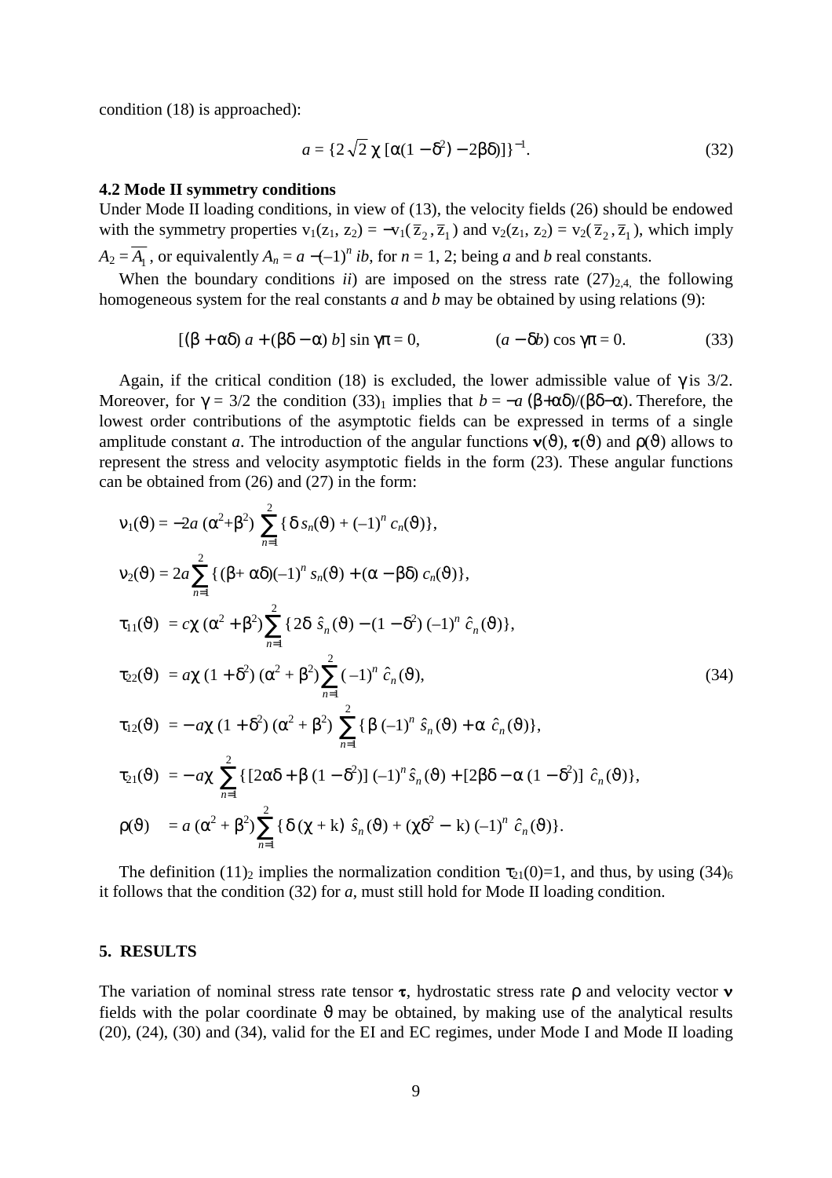condition (18) is approached):

$$a = \{2\sqrt{2}\,\chi\,[\alpha(1-\delta^2) - 2\beta\delta)]\}^{-1}. \tag{32}$$

### 4.2 Mode II symmetry conditions

Under Mode II loading conditions, in view of (13), the velocity fields (26) should be endowed with the symmetry properties $v_1(z_1, z_2) = -v_1(\bar{z}_2, \bar{z}_1)$ and $v_2(z_1, z_2) = v_2(\bar{z}_2, \bar{z}_1)$, which imply $A_2 = \overline{A_1}$, or equivalently $A_n = a - (-1)^n\, ib$, for $n = 1, 2$; being $a$ and $b$ real constants.

When the boundary conditions *ii*) are imposed on the stress rate $(27)_{2,4,}$ the following homogeneous system for the real constants $a$ and $b$ may be obtained by using relations (9):

$$[(\beta + \alpha\delta)\, a + (\beta\delta - \alpha)\, b] \sin\gamma\pi = 0, \qquad (a - \delta b) \cos\gamma\pi = 0. \tag{33}$$

Again, if the critical condition (18) is excluded, the lower admissible value of $\gamma$ is 3/2. Moreover, for $\gamma = 3/2$ the condition $(33)_1$ implies that $b = -a\,(\beta+\alpha\delta)/(\beta\delta-\alpha)$. Therefore, the lowest order contributions of the asymptotic fields can be expressed in terms of a single amplitude constant $a$. The introduction of the angular functions $\nu(\vartheta)$, $\tau(\vartheta)$ and $\rho(\vartheta)$ allows to represent the stress and velocity asymptotic fields in the form (23). These angular functions can be obtained from (26) and (27) in the form:

$$
\begin{aligned}
\nu_1(\vartheta) &= -2a\,(\alpha^2+\beta^2) \sum_{n=1}^{2} \{\delta\, s_n(\vartheta) + (-1)^n\, c_n(\vartheta)\},\\
\nu_2(\vartheta) &= 2a \sum_{n=1}^{2} \{(\beta+\alpha\delta)(-1)^n\, s_n(\vartheta) + (\alpha - \beta\delta)\, c_n(\vartheta)\},\\
\tau_{11}(\vartheta) &= c\chi\,(\alpha^2+\beta^2) \sum_{n=1}^{2} \{2\delta\, \hat{s}_n(\vartheta) - (1-\delta^2)\,(-1)^n\, \hat{c}_n(\vartheta)\},\\
\tau_{22}(\vartheta) &= a\chi\,(1+\delta^2)\,(\alpha^2+\beta^2) \sum_{n=1}^{2} (-1)^n\, \hat{c}_n(\vartheta),\\
\tau_{12}(\vartheta) &= -a\chi\,(1+\delta^2)\,(\alpha^2+\beta^2) \sum_{n=1}^{2} \{\beta\,(-1)^n\, \hat{s}_n(\vartheta) + \alpha\, \hat{c}_n(\vartheta)\},\\
\tau_{21}(\vartheta) &= -a\chi \sum_{n=1}^{2} \{[2\alpha\delta + \beta\,(1-\delta^2)]\,(-1)^n\, \hat{s}_n(\vartheta) + [2\beta\delta - \alpha\,(1-\delta^2)]\, \hat{c}_n(\vartheta)\},\\
\rho(\vartheta) &= a\,(\alpha^2+\beta^2) \sum_{n=1}^{2} \{\delta\,(\chi + \mathrm{k})\, \hat{s}_n(\vartheta) + (\chi\delta^2 - \mathrm{k})\,(-1)^n\, \hat{c}_n(\vartheta)\}.
\end{aligned}
\tag{34}
$$

The definition $(11)_2$ implies the normalization condition $\tau_{21}(0)=1$, and thus, by using $(34)_6$ it follows that the condition (32) for $a$, must still hold for Mode II loading condition.

## 5. RESULTS

The variation of nominal stress rate tensor $\boldsymbol{\tau}$, hydrostatic stress rate $\rho$ and velocity vector $\boldsymbol{\nu}$ fields with the polar coordinate $\vartheta$ may be obtained, by making use of the analytical results (20), (24), (30) and (34), valid for the EI and EC regimes, under Mode I and Mode II loading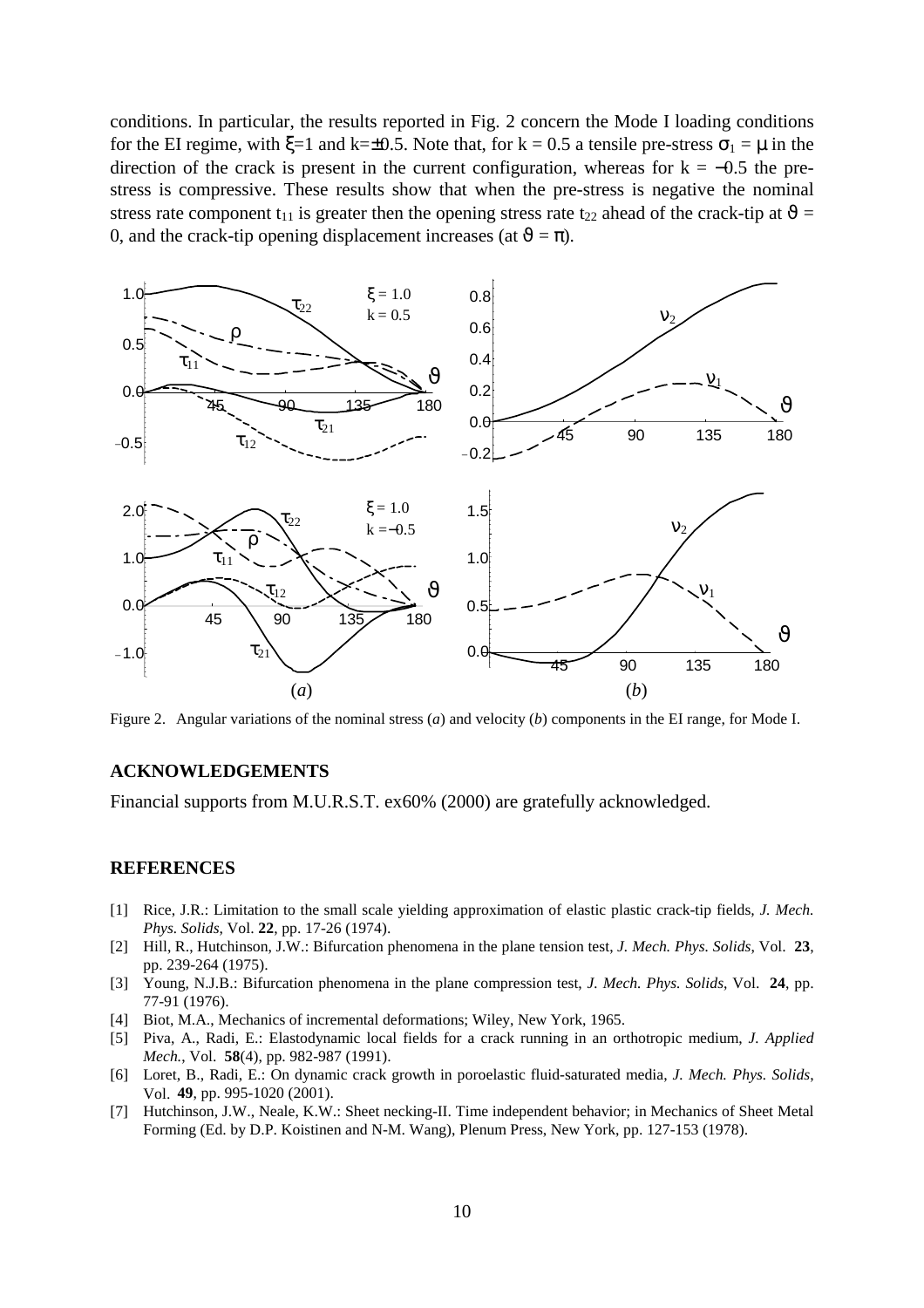conditions. In particular, the results reported in Fig. 2 concern the Mode I loading conditions for the EI regime, with $\xi$=1 and k=±0.5. Note that, for k = 0.5 a tensile pre-stress $\sigma_1 = \mu$ in the direction of the crack is present in the current configuration, whereas for k = −0.5 the pre-stress is compressive. These results show that when the pre-stress is negative the nominal stress rate component $t_{11}$ is greater then the opening stress rate $t_{22}$ ahead of the crack-tip at $\vartheta$ = 0, and the crack-tip opening displacement increases (at $\vartheta = \pi$).

ξ = 1.0
k = 0.5
τ22
ρ
τ11
ϑ
τ21
τ12
1.0
0.5
0.0
−0.5
45
90
135
180

0.8
0.6
0.4
0.2
0.0
−0.2
ν2
ν1
ϑ
45
90
135
180

ξ = 1.0
k = −0.5
τ22
ρ
τ11
τ12
ϑ
τ21
2.0
1.0
0.0
−1.0
45
90
135
180

1.5
1.0
0.5
0.0
ν2
ν1
ϑ
45
90
135
180

(*a*)
(*b*)

Figure 2. Angular variations of the nominal stress (*a*) and velocity (*b*) components in the EI range, for Mode I.

## ACKNOWLEDGEMENTS

Financial supports from M.U.R.S.T. ex60% (2000) are gratefully acknowledged.

## REFERENCES

[1] Rice, J.R.: Limitation to the small scale yielding approximation of elastic plastic crack-tip fields, *J. Mech. Phys. Solids*, Vol. **22**, pp. 17-26 (1974).

[2] Hill, R., Hutchinson, J.W.: Bifurcation phenomena in the plane tension test, *J. Mech. Phys. Solids*, Vol. **23**, pp. 239-264 (1975).

[3] Young, N.J.B.: Bifurcation phenomena in the plane compression test, *J. Mech. Phys. Solids*, Vol. **24**, pp. 77-91 (1976).

[4] Biot, M.A., Mechanics of incremental deformations; Wiley, New York, 1965.

[5] Piva, A., Radi, E.: Elastodynamic local fields for a crack running in an orthotropic medium, *J. Applied Mech.*, Vol. **58**(4), pp. 982-987 (1991).

[6] Loret, B., Radi, E.: On dynamic crack growth in poroelastic fluid-saturated media, *J. Mech. Phys. Solids*, Vol. **49**, pp. 995-1020 (2001).

[7] Hutchinson, J.W., Neale, K.W.: Sheet necking-II. Time independent behavior; in Mechanics of Sheet Metal Forming (Ed. by D.P. Koistinen and N-M. Wang), Plenum Press, New York, pp. 127-153 (1978).